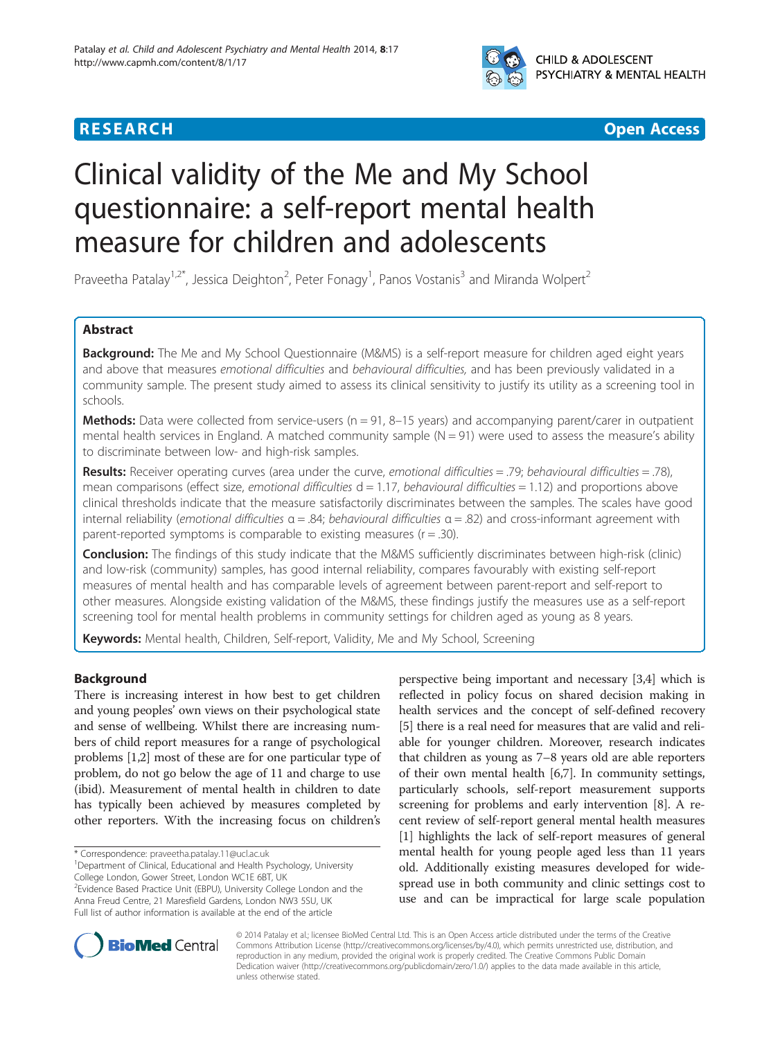RESEARCH Open Access

# Clinical validity of the Me and My School questionnaire: a self-report mental health measure for children and adolescents

Praveetha Patalay[1,2*], Jessica Deighton[2], Peter Fonagy[1], Panos Vostanis[3] and Miranda Wolpert[2]

## Abstract

**Background:** The Me and My School Questionnaire (M&MS) is a self-report measure for children aged eight years and above that measures *emotional difficulties* and *behavioural difficulties,* and has been previously validated in a community sample. The present study aimed to assess its clinical sensitivity to justify its utility as a screening tool in schools.

**Methods:** Data were collected from service-users (n = 91, 8–15 years) and accompanying parent/carer in outpatient mental health services in England. A matched community sample (N = 91) were used to assess the measure's ability to discriminate between low- and high-risk samples.

**Results:** Receiver operating curves (area under the curve, *emotional difficulties* = .79; *behavioural difficulties* = .78), mean comparisons (effect size, *emotional difficulties* d = 1.17, *behavioural difficulties* = 1.12) and proportions above clinical thresholds indicate that the measure satisfactorily discriminates between the samples. The scales have good internal reliability (*emotional difficulties* α = .84; *behavioural difficulties* α = .82) and cross-informant agreement with parent-reported symptoms is comparable to existing measures (r = .30).

**Conclusion:** The findings of this study indicate that the M&MS sufficiently discriminates between high-risk (clinic) and low-risk (community) samples, has good internal reliability, compares favourably with existing self-report measures of mental health and has comparable levels of agreement between parent-report and self-report to other measures. Alongside existing validation of the M&MS, these findings justify the measures use as a self-report screening tool for mental health problems in community settings for children aged as young as 8 years.

**Keywords:** Mental health, Children, Self-report, Validity, Me and My School, Screening

## Background

There is increasing interest in how best to get children and young peoples' own views on their psychological state and sense of wellbeing. Whilst there are increasing numbers of child report measures for a range of psychological problems [1,2] most of these are for one particular type of problem, do not go below the age of 11 and charge to use (ibid). Measurement of mental health in children to date has typically been achieved by measures completed by other reporters. With the increasing focus on children's perspective being important and necessary [3,4] which is reflected in policy focus on shared decision making in health services and the concept of self-defined recovery [5] there is a real need for measures that are valid and reliable for younger children. Moreover, research indicates that children as young as 7–8 years old are able reporters of their own mental health [6,7]. In community settings, particularly schools, self-report measurement supports screening for problems and early intervention [8]. A recent review of self-report general mental health measures [1] highlights the lack of self-report measures of general mental health for young people aged less than 11 years old. Additionally existing measures developed for widespread use in both community and clinic settings cost to use and can be impractical for large scale population

\* Correspondence: praveetha.patalay.11@ucl.ac.uk
[1]Department of Clinical, Educational and Health Psychology, University College London, Gower Street, London WC1E 6BT, UK
[2]Evidence Based Practice Unit (EBPU), University College London and the Anna Freud Centre, 21 Maresfield Gardens, London NW3 5SU, UK
Full list of author information is available at the end of the article

© 2014 Patalay et al.; licensee BioMed Central Ltd. This is an Open Access article distributed under the terms of the Creative Commons Attribution License (http://creativecommons.org/licenses/by/4.0), which permits unrestricted use, distribution, and reproduction in any medium, provided the original work is properly credited. The Creative Commons Public Domain Dedication waiver (http://creativecommons.org/publicdomain/zero/1.0/) applies to the data made available in this article, unless otherwise stated.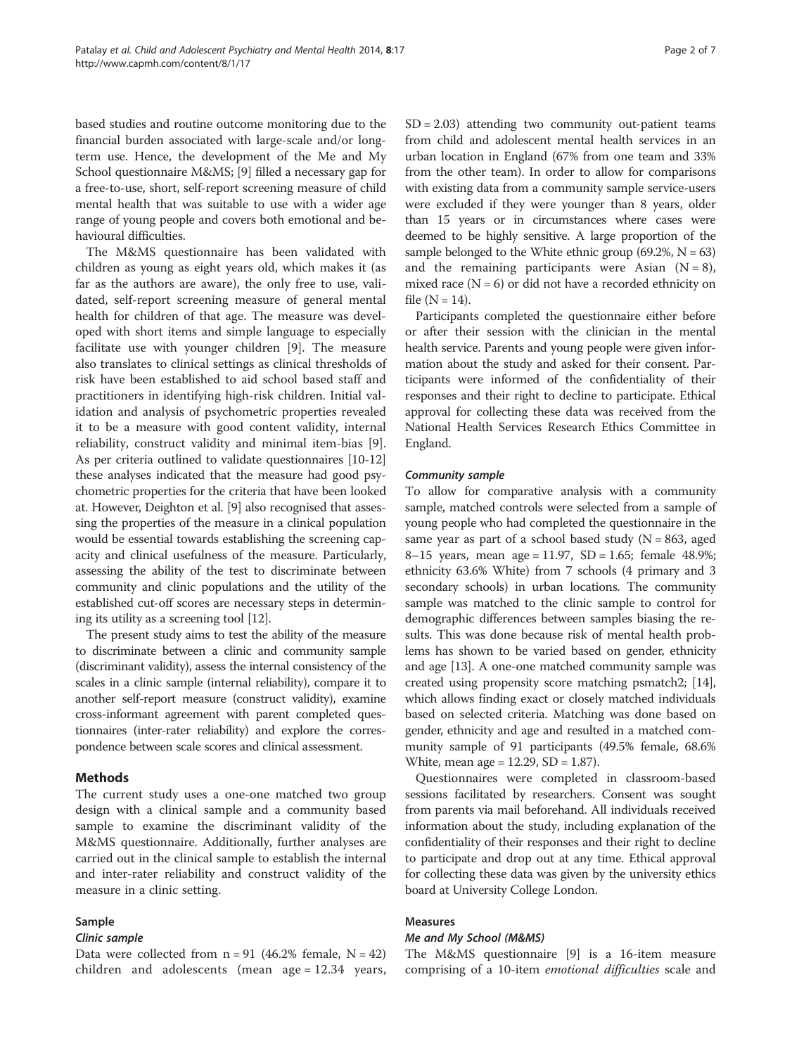based studies and routine outcome monitoring due to the financial burden associated with large-scale and/or long-term use. Hence, the development of the Me and My School questionnaire M&MS; [9] filled a necessary gap for a free-to-use, short, self-report screening measure of child mental health that was suitable to use with a wider age range of young people and covers both emotional and behavioural difficulties.

The M&MS questionnaire has been validated with children as young as eight years old, which makes it (as far as the authors are aware), the only free to use, validated, self-report screening measure of general mental health for children of that age. The measure was developed with short items and simple language to especially facilitate use with younger children [9]. The measure also translates to clinical settings as clinical thresholds of risk have been established to aid school based staff and practitioners in identifying high-risk children. Initial validation and analysis of psychometric properties revealed it to be a measure with good content validity, internal reliability, construct validity and minimal item-bias [9]. As per criteria outlined to validate questionnaires [10-12] these analyses indicated that the measure had good psychometric properties for the criteria that have been looked at. However, Deighton et al. [9] also recognised that assessing the properties of the measure in a clinical population would be essential towards establishing the screening capacity and clinical usefulness of the measure. Particularly, assessing the ability of the test to discriminate between community and clinic populations and the utility of the established cut-off scores are necessary steps in determining its utility as a screening tool [12].

The present study aims to test the ability of the measure to discriminate between a clinic and community sample (discriminant validity), assess the internal consistency of the scales in a clinic sample (internal reliability), compare it to another self-report measure (construct validity), examine cross-informant agreement with parent completed questionnaires (inter-rater reliability) and explore the correspondence between scale scores and clinical assessment.

## Methods

The current study uses a one-one matched two group design with a clinical sample and a community based sample to examine the discriminant validity of the M&MS questionnaire. Additionally, further analyses are carried out in the clinical sample to establish the internal and inter-rater reliability and construct validity of the measure in a clinic setting.

### Sample

#### *Clinic sample*

Data were collected from n = 91 (46.2% female, N = 42) children and adolescents (mean age = 12.34 years, SD = 2.03) attending two community out-patient teams from child and adolescent mental health services in an urban location in England (67% from one team and 33% from the other team). In order to allow for comparisons with existing data from a community sample service-users were excluded if they were younger than 8 years, older than 15 years or in circumstances where cases were deemed to be highly sensitive. A large proportion of the sample belonged to the White ethnic group (69.2%, N = 63) and the remaining participants were Asian (N = 8), mixed race (N = 6) or did not have a recorded ethnicity on file (N = 14).

Participants completed the questionnaire either before or after their session with the clinician in the mental health service. Parents and young people were given information about the study and asked for their consent. Participants were informed of the confidentiality of their responses and their right to decline to participate. Ethical approval for collecting these data was received from the National Health Services Research Ethics Committee in England.

#### *Community sample*

To allow for comparative analysis with a community sample, matched controls were selected from a sample of young people who had completed the questionnaire in the same year as part of a school based study (N = 863, aged 8–15 years, mean age = 11.97, SD = 1.65; female 48.9%; ethnicity 63.6% White) from 7 schools (4 primary and 3 secondary schools) in urban locations. The community sample was matched to the clinic sample to control for demographic differences between samples biasing the results. This was done because risk of mental health problems has shown to be varied based on gender, ethnicity and age [13]. A one-one matched community sample was created using propensity score matching psmatch2; [14], which allows finding exact or closely matched individuals based on selected criteria. Matching was done based on gender, ethnicity and age and resulted in a matched community sample of 91 participants (49.5% female, 68.6% White, mean age = 12.29, SD = 1.87).

Questionnaires were completed in classroom-based sessions facilitated by researchers. Consent was sought from parents via mail beforehand. All individuals received information about the study, including explanation of the confidentiality of their responses and their right to decline to participate and drop out at any time. Ethical approval for collecting these data was given by the university ethics board at University College London.

### Measures

#### *Me and My School (M&MS)*

The M&MS questionnaire [9] is a 16-item measure comprising of a 10-item *emotional difficulties* scale and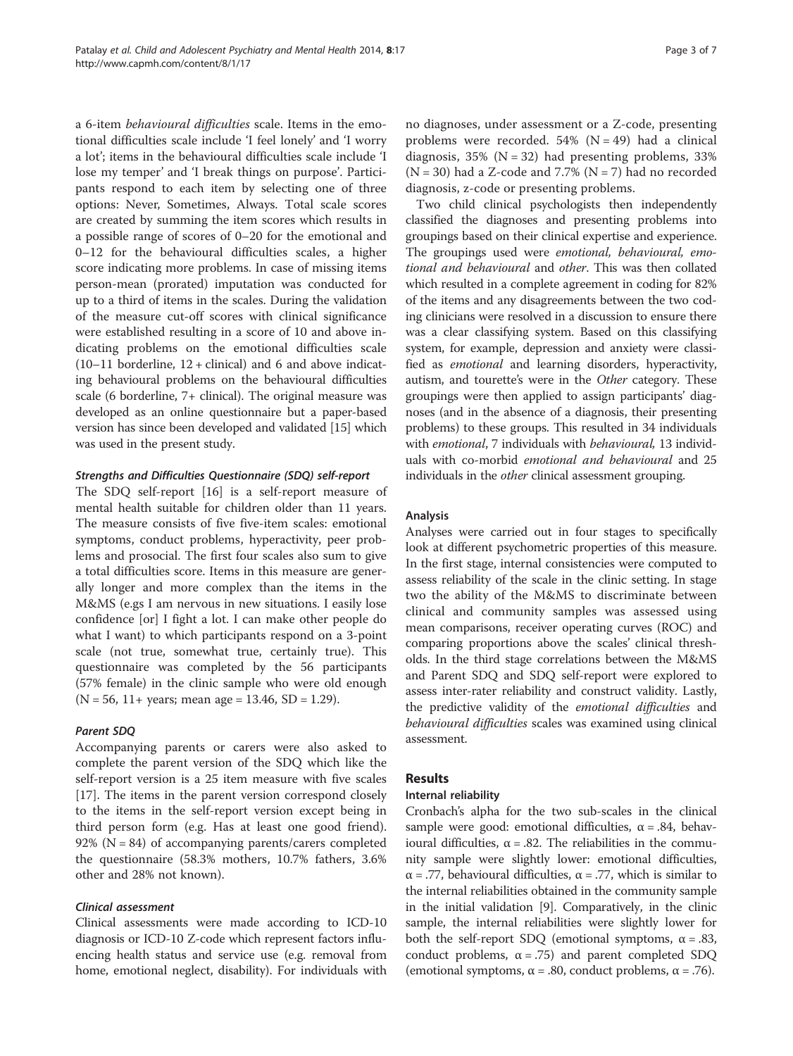a 6-item *behavioural difficulties* scale. Items in the emotional difficulties scale include 'I feel lonely' and 'I worry a lot'; items in the behavioural difficulties scale include 'I lose my temper' and 'I break things on purpose'. Participants respond to each item by selecting one of three options: Never, Sometimes, Always. Total scale scores are created by summing the item scores which results in a possible range of scores of 0–20 for the emotional and 0–12 for the behavioural difficulties scales, a higher score indicating more problems. In case of missing items person-mean (prorated) imputation was conducted for up to a third of items in the scales. During the validation of the measure cut-off scores with clinical significance were established resulting in a score of 10 and above indicating problems on the emotional difficulties scale (10–11 borderline, 12 + clinical) and 6 and above indicating behavioural problems on the behavioural difficulties scale (6 borderline, 7+ clinical). The original measure was developed as an online questionnaire but a paper-based version has since been developed and validated [15] which was used in the present study.

#### Strengths and Difficulties Questionnaire (SDQ) self-report

The SDQ self-report [16] is a self-report measure of mental health suitable for children older than 11 years. The measure consists of five five-item scales: emotional symptoms, conduct problems, hyperactivity, peer problems and prosocial. The first four scales also sum to give a total difficulties score. Items in this measure are generally longer and more complex than the items in the M&MS (e.gs I am nervous in new situations. I easily lose confidence [or] I fight a lot. I can make other people do what I want) to which participants respond on a 3-point scale (not true, somewhat true, certainly true). This questionnaire was completed by the 56 participants (57% female) in the clinic sample who were old enough (N = 56, 11+ years; mean age = 13.46, SD = 1.29).

#### Parent SDQ

Accompanying parents or carers were also asked to complete the parent version of the SDQ which like the self-report version is a 25 item measure with five scales [17]. The items in the parent version correspond closely to the items in the self-report version except being in third person form (e.g. Has at least one good friend). 92% (N = 84) of accompanying parents/carers completed the questionnaire (58.3% mothers, 10.7% fathers, 3.6% other and 28% not known).

#### Clinical assessment

Clinical assessments were made according to ICD-10 diagnosis or ICD-10 Z-code which represent factors influencing health status and service use (e.g. removal from home, emotional neglect, disability). For individuals with no diagnoses, under assessment or a Z-code, presenting problems were recorded. 54% (N = 49) had a clinical diagnosis, 35% (N = 32) had presenting problems, 33% (N = 30) had a Z-code and 7.7% (N = 7) had no recorded diagnosis, z-code or presenting problems.

Two child clinical psychologists then independently classified the diagnoses and presenting problems into groupings based on their clinical expertise and experience. The groupings used were *emotional, behavioural, emotional and behavioural* and *other*. This was then collated which resulted in a complete agreement in coding for 82% of the items and any disagreements between the two coding clinicians were resolved in a discussion to ensure there was a clear classifying system. Based on this classifying system, for example, depression and anxiety were classified as *emotional* and learning disorders, hyperactivity, autism, and tourette's were in the *Other* category. These groupings were then applied to assign participants' diagnoses (and in the absence of a diagnosis, their presenting problems) to these groups. This resulted in 34 individuals with *emotional*, 7 individuals with *behavioural*, 13 individuals with co-morbid *emotional and behavioural* and 25 individuals in the *other* clinical assessment grouping.

### Analysis

Analyses were carried out in four stages to specifically look at different psychometric properties of this measure. In the first stage, internal consistencies were computed to assess reliability of the scale in the clinic setting. In stage two the ability of the M&MS to discriminate between clinical and community samples was assessed using mean comparisons, receiver operating curves (ROC) and comparing proportions above the scales' clinical thresholds. In the third stage correlations between the M&MS and Parent SDQ and SDQ self-report were explored to assess inter-rater reliability and construct validity. Lastly, the predictive validity of the *emotional difficulties* and *behavioural difficulties* scales was examined using clinical assessment.

## Results

### Internal reliability

Cronbach's alpha for the two sub-scales in the clinical sample were good: emotional difficulties, $\alpha = .84$, behavioural difficulties, $\alpha = .82$. The reliabilities in the community sample were slightly lower: emotional difficulties, $\alpha = .77$, behavioural difficulties, $\alpha = .77$, which is similar to the internal reliabilities obtained in the community sample in the initial validation [9]. Comparatively, in the clinic sample, the internal reliabilities were slightly lower for both the self-report SDQ (emotional symptoms, $\alpha = .83$, conduct problems, $\alpha = .75$) and parent completed SDQ (emotional symptoms, $\alpha = .80$, conduct problems, $\alpha = .76$).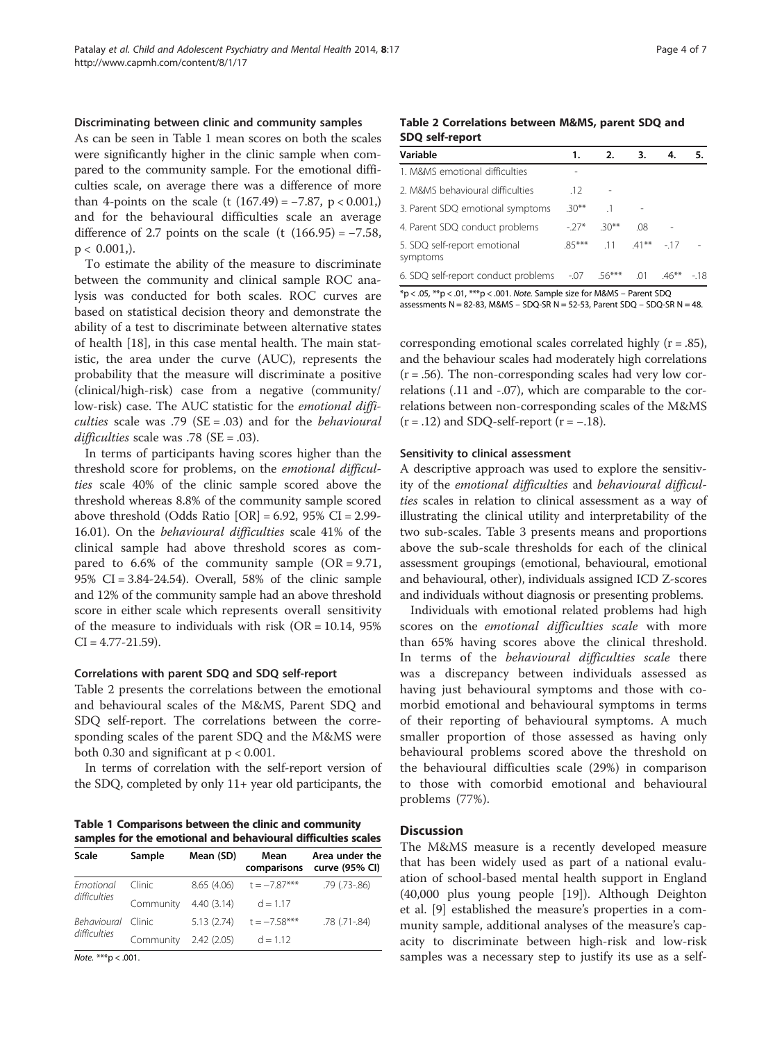### Discriminating between clinic and community samples

As can be seen in Table 1 mean scores on both the scales were significantly higher in the clinic sample when compared to the community sample. For the emotional difficulties scale, on average there was a difference of more than 4-points on the scale ($t\ (167.49) = -7.87$, $p < 0.001$,) and for the behavioural difficulties scale an average difference of 2.7 points on the scale ($t\ (166.95) = -7.58$, $p < 0.001$,).

To estimate the ability of the measure to discriminate between the community and clinical sample ROC analysis was conducted for both scales. ROC curves are based on statistical decision theory and demonstrate the ability of a test to discriminate between alternative states of health [18], in this case mental health. The main statistic, the area under the curve (AUC), represents the probability that the measure will discriminate a positive (clinical/high-risk) case from a negative (community/low-risk) case. The AUC statistic for the *emotional difficulties* scale was .79 (SE = .03) and for the *behavioural difficulties* scale was .78 (SE = .03).

In terms of participants having scores higher than the threshold score for problems, on the *emotional difficulties* scale 40% of the clinic sample scored above the threshold whereas 8.8% of the community sample scored above threshold (Odds Ratio [OR] = 6.92, 95% CI = 2.99-16.01). On the *behavioural difficulties* scale 41% of the clinical sample had above threshold scores as compared to 6.6% of the community sample (OR = 9.71, 95% CI = 3.84-24.54). Overall, 58% of the clinic sample and 12% of the community sample had an above threshold score in either scale which represents overall sensitivity of the measure to individuals with risk (OR = 10.14, 95% CI = 4.77-21.59).

### Correlations with parent SDQ and SDQ self-report

Table 2 presents the correlations between the emotional and behavioural scales of the M&MS, Parent SDQ and SDQ self-report. The correlations between the corresponding scales of the parent SDQ and the M&MS were both 0.30 and significant at $p < 0.001$.

In terms of correlation with the self-report version of the SDQ, completed by only 11+ year old participants, the corresponding emotional scales correlated highly (r = .85), and the behaviour scales had moderately high correlations (r = .56). The non-corresponding scales had very low correlations (.11 and -.07), which are comparable to the correlations between non-corresponding scales of the M&MS (r = .12) and SDQ-self-report (r = −.18).

**Table 1 Comparisons between the clinic and community samples for the emotional and behavioural difficulties scales**

| Scale | Sample | Mean (SD) | Mean comparisons | Area under the curve (95% CI) |
|---|---|---|---|---|
| *Emotional difficulties* | Clinic | 8.65 (4.06) | t = −7.87*** | .79 (.73-.86) |
| | Community | 4.40 (3.14) | d = 1.17 | |
| *Behavioural difficulties* | Clinic | 5.13 (2.74) | t = −7.58*** | .78 (.71-.84) |
| | Community | 2.42 (2.05) | d = 1.12 | |

*Note.* ***p < .001.

**Table 2 Correlations between M&MS, parent SDQ and SDQ self-report**

| Variable | 1. | 2. | 3. | 4. | 5. |
|---|---|---|---|---|---|
| 1. M&MS emotional difficulties | - | | | | |
| 2. M&MS behavioural difficulties | .12 | - | | | |
| 3. Parent SDQ emotional symptoms | .30** | .1 | - | | |
| 4. Parent SDQ conduct problems | -.27* | .30** | .08 | - | |
| 5. SDQ self-report emotional symptoms | .85*** | .11 | .41** | -.17 | - |
| 6. SDQ self-report conduct problems | -.07 | .56*** | .01 | .46** | -.18 |

*p < .05, **p < .01, ***p < .001. *Note.* Sample size for M&MS – Parent SDQ assessments N = 82-83, M&MS – SDQ-SR N = 52-53, Parent SDQ – SDQ-SR N = 48.

### Sensitivity to clinical assessment

A descriptive approach was used to explore the sensitivity of the *emotional difficulties* and *behavioural difficulties* scales in relation to clinical assessment as a way of illustrating the clinical utility and interpretability of the two sub-scales. Table 3 presents means and proportions above the sub-scale thresholds for each of the clinical assessment groupings (emotional, behavioural, emotional and behavioural, other), individuals assigned ICD Z-scores and individuals without diagnosis or presenting problems.

Individuals with emotional related problems had high scores on the *emotional difficulties scale* with more than 65% having scores above the clinical threshold. In terms of the *behavioural difficulties scale* there was a discrepancy between individuals assessed as having just behavioural symptoms and those with comorbid emotional and behavioural symptoms in terms of their reporting of behavioural symptoms. A much smaller proportion of those assessed as having only behavioural problems scored above the threshold on the behavioural difficulties scale (29%) in comparison to those with comorbid emotional and behavioural problems (77%).

## Discussion

The M&MS measure is a recently developed measure that has been widely used as part of a national evaluation of school-based mental health support in England (40,000 plus young people [19]). Although Deighton et al. [9] established the measure's properties in a community sample, additional analyses of the measure's capacity to discriminate between high-risk and low-risk samples was a necessary step to justify its use as a self-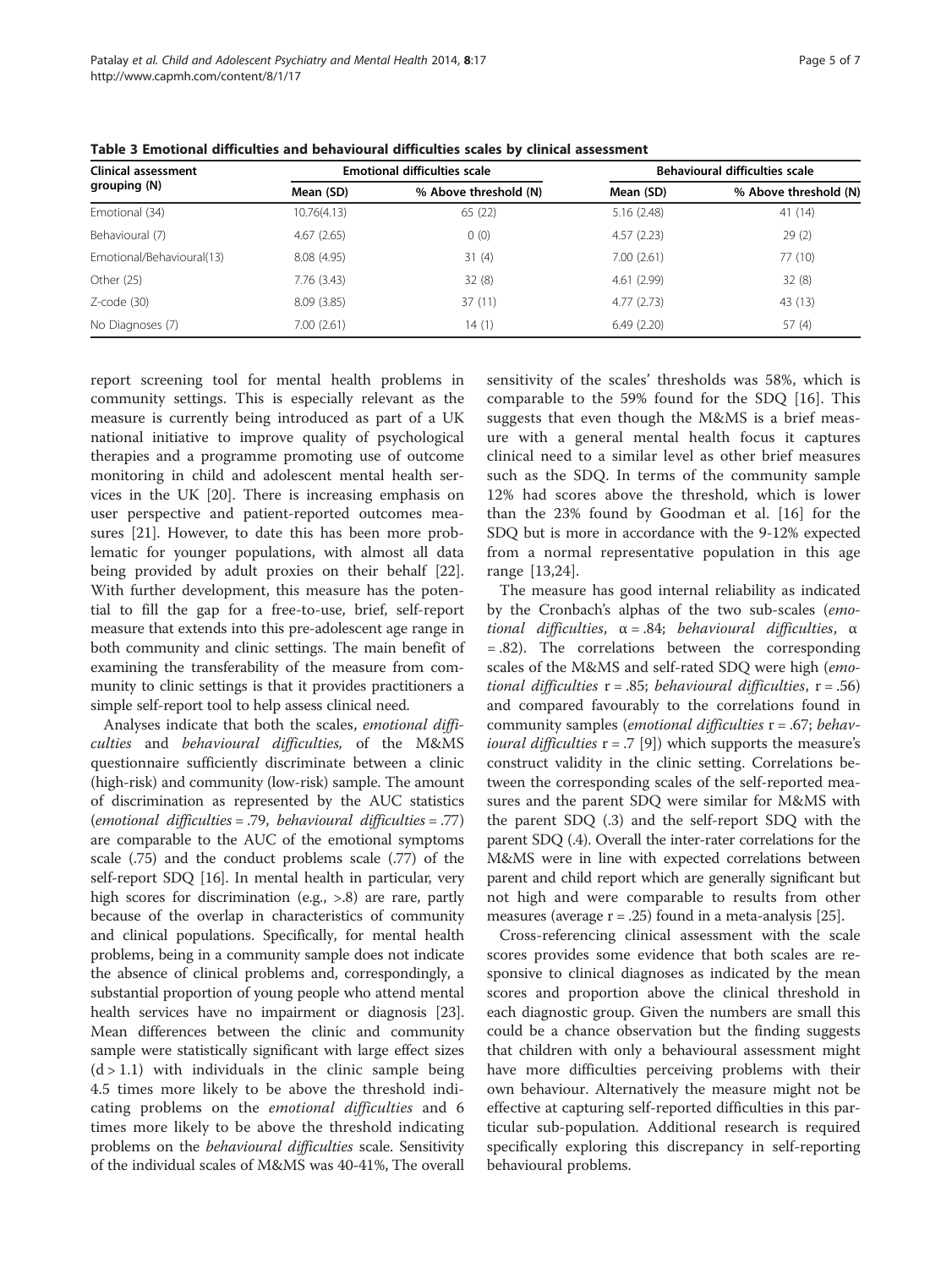**Table 3 Emotional difficulties and behavioural difficulties scales by clinical assessment**

| Clinical assessment grouping (N) | Emotional difficulties scale | | Behavioural difficulties scale | |
|---|---|---|---|---|
| | Mean (SD) | % Above threshold (N) | Mean (SD) | % Above threshold (N) |
| Emotional (34) | 10.76(4.13) | 65 (22) | 5.16 (2.48) | 41 (14) |
| Behavioural (7) | 4.67 (2.65) | 0 (0) | 4.57 (2.23) | 29 (2) |
| Emotional/Behavioural(13) | 8.08 (4.95) | 31 (4) | 7.00 (2.61) | 77 (10) |
| Other (25) | 7.76 (3.43) | 32 (8) | 4.61 (2.99) | 32 (8) |
| Z-code (30) | 8.09 (3.85) | 37 (11) | 4.77 (2.73) | 43 (13) |
| No Diagnoses (7) | 7.00 (2.61) | 14 (1) | 6.49 (2.20) | 57 (4) |

report screening tool for mental health problems in community settings. This is especially relevant as the measure is currently being introduced as part of a UK national initiative to improve quality of psychological therapies and a programme promoting use of outcome monitoring in child and adolescent mental health services in the UK [20]. There is increasing emphasis on user perspective and patient-reported outcomes measures [21]. However, to date this has been more problematic for younger populations, with almost all data being provided by adult proxies on their behalf [22]. With further development, this measure has the potential to fill the gap for a free-to-use, brief, self-report measure that extends into this pre-adolescent age range in both community and clinic settings. The main benefit of examining the transferability of the measure from community to clinic settings is that it provides practitioners a simple self-report tool to help assess clinical need.

Analyses indicate that both the scales, *emotional difficulties* and *behavioural difficulties,* of the M&MS questionnaire sufficiently discriminate between a clinic (high-risk) and community (low-risk) sample. The amount of discrimination as represented by the AUC statistics (*emotional difficulties* = .79, *behavioural difficulties* = .77) are comparable to the AUC of the emotional symptoms scale (.75) and the conduct problems scale (.77) of the self-report SDQ [16]. In mental health in particular, very high scores for discrimination (e.g., >.8) are rare, partly because of the overlap in characteristics of community and clinical populations. Specifically, for mental health problems, being in a community sample does not indicate the absence of clinical problems and, correspondingly, a substantial proportion of young people who attend mental health services have no impairment or diagnosis [23]. Mean differences between the clinic and community sample were statistically significant with large effect sizes ($d > 1.1$) with individuals in the clinic sample being 4.5 times more likely to be above the threshold indicating problems on the *emotional difficulties* and 6 times more likely to be above the threshold indicating problems on the *behavioural difficulties* scale. Sensitivity of the individual scales of M&MS was 40-41%, The overall sensitivity of the scales' thresholds was 58%, which is comparable to the 59% found for the SDQ [16]. This suggests that even though the M&MS is a brief measure with a general mental health focus it captures clinical need to a similar level as other brief measures such as the SDQ. In terms of the community sample 12% had scores above the threshold, which is lower than the 23% found by Goodman et al. [16] for the SDQ but is more in accordance with the 9-12% expected from a normal representative population in this age range [13,24].

The measure has good internal reliability as indicated by the Cronbach's alphas of the two sub-scales (*emotional difficulties*, $\alpha = .84$; *behavioural difficulties*, $\alpha = .82$). The correlations between the corresponding scales of the M&MS and self-rated SDQ were high (*emotional difficulties* $r = .85$; *behavioural difficulties*, $r = .56$) and compared favourably to the correlations found in community samples (*emotional difficulties* $r = .67$; *behavioural difficulties* $r = .7$ [9]) which supports the measure's construct validity in the clinic setting. Correlations between the corresponding scales of the self-reported measures and the parent SDQ were similar for M&MS with the parent SDQ (.3) and the self-report SDQ with the parent SDQ (.4). Overall the inter-rater correlations for the M&MS were in line with expected correlations between parent and child report which are generally significant but not high and were comparable to results from other measures (average $r = .25$) found in a meta-analysis [25].

Cross-referencing clinical assessment with the scale scores provides some evidence that both scales are responsive to clinical diagnoses as indicated by the mean scores and proportion above the clinical threshold in each diagnostic group. Given the numbers are small this could be a chance observation but the finding suggests that children with only a behavioural assessment might have more difficulties perceiving problems with their own behaviour. Alternatively the measure might not be effective at capturing self-reported difficulties in this particular sub-population. Additional research is required specifically exploring this discrepancy in self-reporting behavioural problems.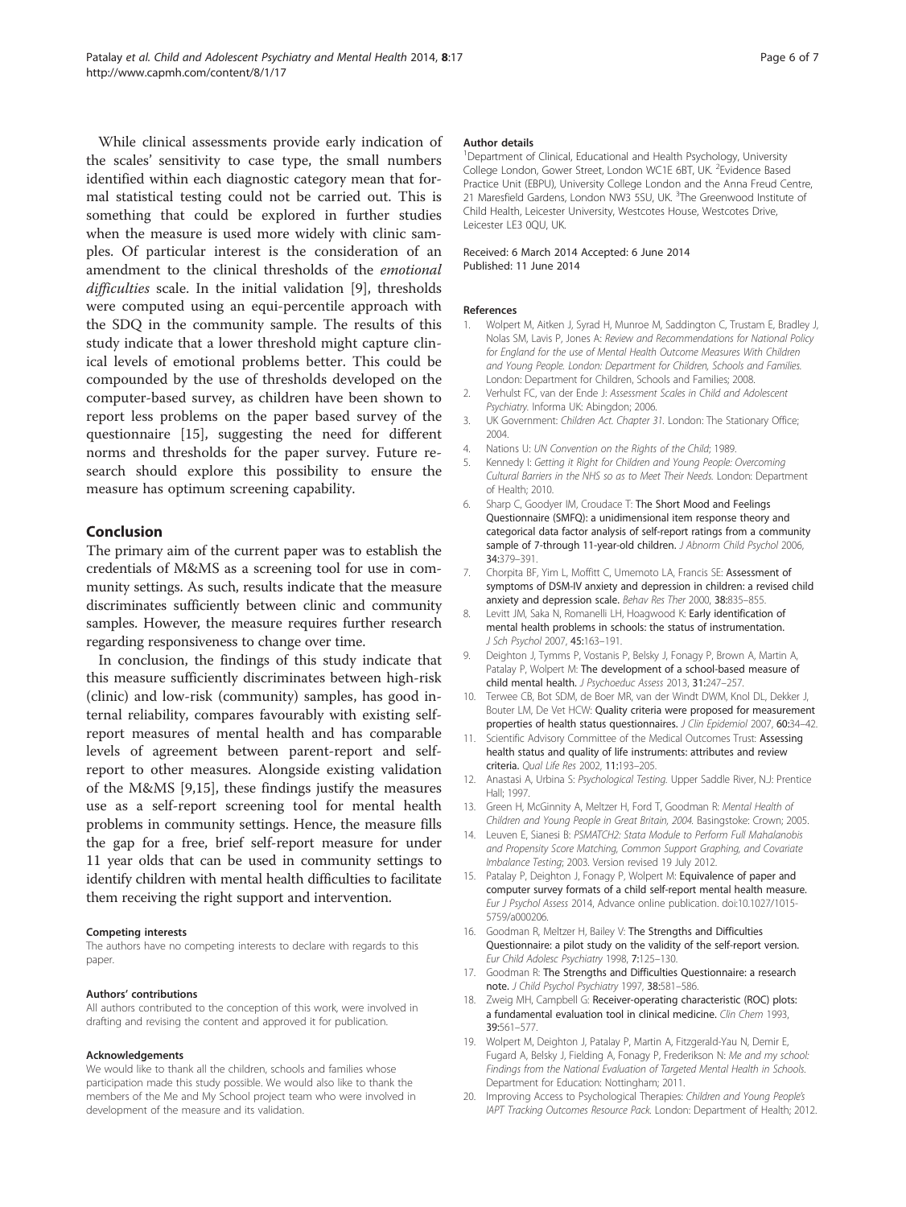While clinical assessments provide early indication of the scales' sensitivity to case type, the small numbers identified within each diagnostic category mean that formal statistical testing could not be carried out. This is something that could be explored in further studies when the measure is used more widely with clinic samples. Of particular interest is the consideration of an amendment to the clinical thresholds of the *emotional difficulties* scale. In the initial validation [9], thresholds were computed using an equi-percentile approach with the SDQ in the community sample. The results of this study indicate that a lower threshold might capture clinical levels of emotional problems better. This could be compounded by the use of thresholds developed on the computer-based survey, as children have been shown to report less problems on the paper based survey of the questionnaire [15], suggesting the need for different norms and thresholds for the paper survey. Future research should explore this possibility to ensure the measure has optimum screening capability.

## Conclusion

The primary aim of the current paper was to establish the credentials of M&MS as a screening tool for use in community settings. As such, results indicate that the measure discriminates sufficiently between clinic and community samples. However, the measure requires further research regarding responsiveness to change over time.

In conclusion, the findings of this study indicate that this measure sufficiently discriminates between high-risk (clinic) and low-risk (community) samples, has good internal reliability, compares favourably with existing self-report measures of mental health and has comparable levels of agreement between parent-report and self-report to other measures. Alongside existing validation of the M&MS [9,15], these findings justify the measures use as a self-report screening tool for mental health problems in community settings. Hence, the measure fills the gap for a free, brief self-report measure for under 11 year olds that can be used in community settings to identify children with mental health difficulties to facilitate them receiving the right support and intervention.

#### Competing interests

The authors have no competing interests to declare with regards to this paper.

#### Authors' contributions

All authors contributed to the conception of this work, were involved in drafting and revising the content and approved it for publication.

#### Acknowledgements

We would like to thank all the children, schools and families whose participation made this study possible. We would also like to thank the members of the Me and My School project team who were involved in development of the measure and its validation.

#### Author details

[1]Department of Clinical, Educational and Health Psychology, University College London, Gower Street, London WC1E 6BT, UK. [2]Evidence Based Practice Unit (EBPU), University College London and the Anna Freud Centre, 21 Maresfield Gardens, London NW3 5SU, UK. [3]The Greenwood Institute of Child Health, Leicester University, Westcotes House, Westcotes Drive, Leicester LE3 0QU, UK.

Received: 6 March 2014 Accepted: 6 June 2014
Published: 11 June 2014

#### References

1. Wolpert M, Aitken J, Syrad H, Munroe M, Saddington C, Trustam E, Bradley J, Nolas SM, Lavis P, Jones A: *Review and Recommendations for National Policy for England for the use of Mental Health Outcome Measures With Children and Young People. London: Department for Children, Schools and Families.* London: Department for Children, Schools and Families; 2008.
2. Verhulst FC, van der Ende J: *Assessment Scales in Child and Adolescent Psychiatry.* Informa UK: Abingdon; 2006.
3. UK Government: *Children Act. Chapter 31.* London: The Stationary Office; 2004.
4. Nations U: *UN Convention on the Rights of the Child*; 1989.
5. Kennedy I: *Getting it Right for Children and Young People: Overcoming Cultural Barriers in the NHS so as to Meet Their Needs.* London: Department of Health; 2010.
6. Sharp C, Goodyer IM, Croudace T: **The Short Mood and Feelings Questionnaire (SMFQ): a unidimensional item response theory and categorical data factor analysis of self-report ratings from a community sample of 7-through 11-year-old children.** *J Abnorm Child Psychol* 2006, **34:**379–391.
7. Chorpita BF, Yim L, Moffitt C, Umemoto LA, Francis SE: **Assessment of symptoms of DSM-IV anxiety and depression in children: a revised child anxiety and depression scale.** *Behav Res Ther* 2000, **38:**835–855.
8. Levitt JM, Saka N, Romanelli LH, Hoagwood K: **Early identification of mental health problems in schools: the status of instrumentation.** *J Sch Psychol* 2007, **45:**163–191.
9. Deighton J, Tymms P, Vostanis P, Belsky J, Fonagy P, Brown A, Martin A, Patalay P, Wolpert M: **The development of a school-based measure of child mental health.** *J Psychoeduc Assess* 2013, **31:**247–257.
10. Terwee CB, Bot SDM, de Boer MR, van der Windt DWM, Knol DL, Dekker J, Bouter LM, De Vet HCW: **Quality criteria were proposed for measurement properties of health status questionnaires.** *J Clin Epidemiol* 2007, **60:**34–42.
11. Scientific Advisory Committee of the Medical Outcomes Trust: **Assessing health status and quality of life instruments: attributes and review criteria.** *Qual Life Res* 2002, **11:**193–205.
12. Anastasi A, Urbina S: *Psychological Testing.* Upper Saddle River, N.J: Prentice Hall; 1997.
13. Green H, McGinnity A, Meltzer H, Ford T, Goodman R: *Mental Health of Children and Young People in Great Britain, 2004.* Basingstoke: Crown; 2005.
14. Leuven E, Sianesi B: *PSMATCH2: Stata Module to Perform Full Mahalanobis and Propensity Score Matching, Common Support Graphing, and Covariate Imbalance Testing*; 2003. Version revised 19 July 2012.
15. Patalay P, Deighton J, Fonagy P, Wolpert M: **Equivalence of paper and computer survey formats of a child self-report mental health measure.** *Eur J Psychol Assess* 2014, Advance online publication. doi:10.1027/1015-5759/a000206.
16. Goodman R, Meltzer H, Bailey V: **The Strengths and Difficulties Questionnaire: a pilot study on the validity of the self-report version.** *Eur Child Adolesc Psychiatry* 1998, **7:**125–130.
17. Goodman R: **The Strengths and Difficulties Questionnaire: a research note.** *J Child Psychol Psychiatry* 1997, **38:**581–586.
18. Zweig MH, Campbell G: **Receiver-operating characteristic (ROC) plots: a fundamental evaluation tool in clinical medicine.** *Clin Chem* 1993, **39:**561–577.
19. Wolpert M, Deighton J, Patalay P, Martin A, Fitzgerald-Yau N, Demir E, Fugard A, Belsky J, Fielding A, Fonagy P, Frederikson N: *Me and my school: Findings from the National Evaluation of Targeted Mental Health in Schools.* Department for Education: Nottingham; 2011.
20. Improving Access to Psychological Therapies: *Children and Young People's IAPT Tracking Outcomes Resource Pack.* London: Department of Health; 2012.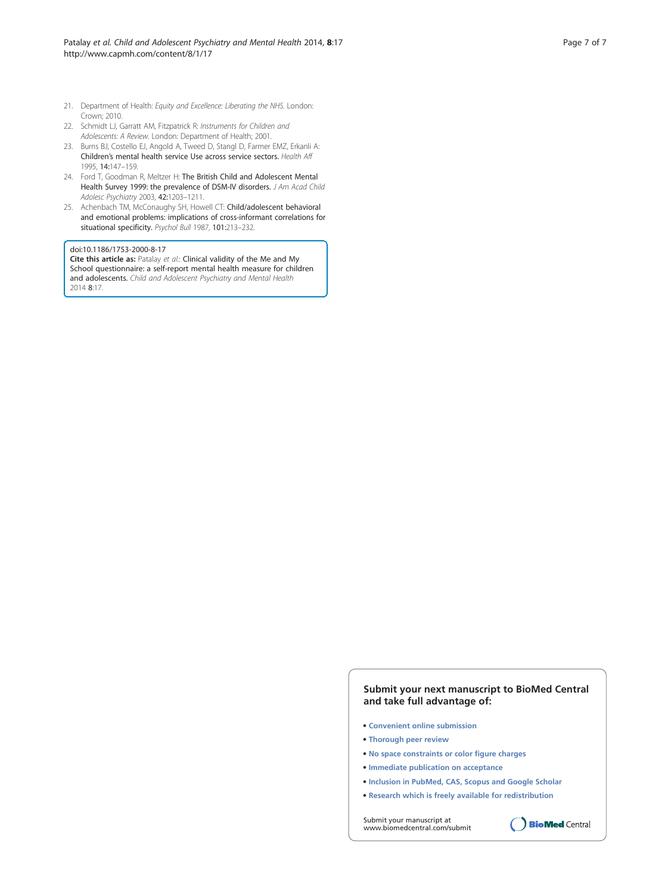21. Department of Health: *Equity and Excellence: Liberating the NHS*. London: Crown; 2010.
22. Schmidt LJ, Garratt AM, Fitzpatrick R: *Instruments for Children and Adolescents: A Review*. London: Department of Health; 2001.
23. Burns BJ, Costello EJ, Angold A, Tweed D, Stangl D, Farmer EMZ, Erkanli A: **Children's mental health service Use across service sectors.** *Health Aff* 1995, **14:**147–159.
24. Ford T, Goodman R, Meltzer H: **The British Child and Adolescent Mental Health Survey 1999: the prevalence of DSM-IV disorders.** *J Am Acad Child Adolesc Psychiatry* 2003, **42:**1203–1211.
25. Achenbach TM, McConaughy SH, Howell CT: **Child/adolescent behavioral and emotional problems: implications of cross-informant correlations for situational specificity.** *Psychol Bull* 1987, **101:**213–232.

doi:10.1186/1753-2000-8-17
**Cite this article as:** Patalay *et al.*: Clinical validity of the Me and My School questionnaire: a self-report mental health measure for children and adolescents. *Child and Adolescent Psychiatry and Mental Health* 2014 **8**:17.

**Submit your next manuscript to BioMed Central and take full advantage of:**

- **Convenient online submission**
- **Thorough peer review**
- **No space constraints or color figure charges**
- **Immediate publication on acceptance**
- **Inclusion in PubMed, CAS, Scopus and Google Scholar**
- **Research which is freely available for redistribution**

Submit your manuscript at
www.biomedcentral.com/submit

BioMed Central